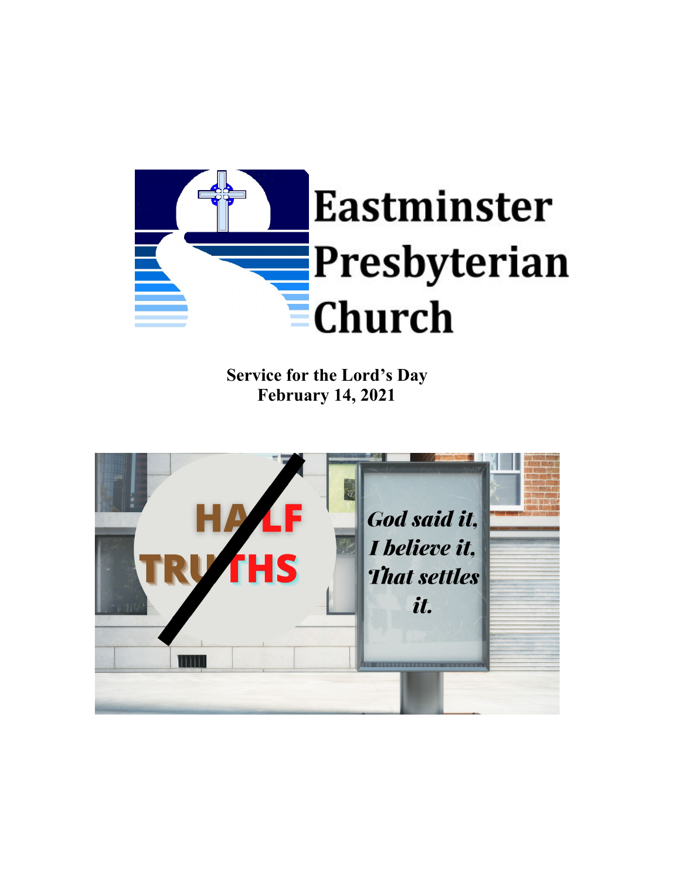# Eastminster Presbyterian Church

**Service for the Lord's Day**
**February 14, 2021**

HALF TRUTHS

*God said it,*
*I believe it,*
*That settles it.*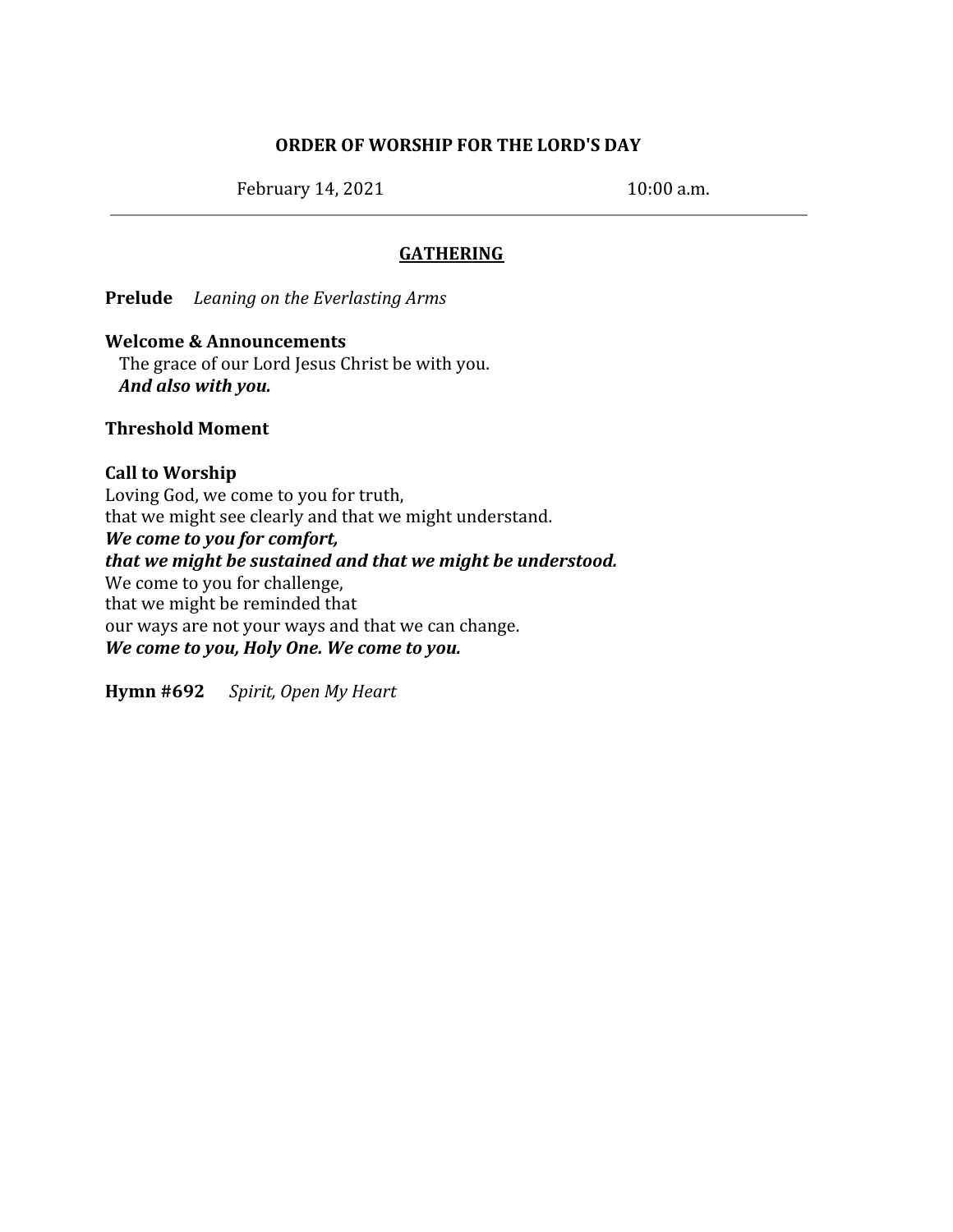**ORDER OF WORSHIP FOR THE LORD'S DAY**

February 14, 2021 10:00 a.m.

---

## GATHERING

**Prelude** *Leaning on the Everlasting Arms*

**Welcome & Announcements**
The grace of our Lord Jesus Christ be with you.
***And also with you.***

**Threshold Moment**

**Call to Worship**
Loving God, we come to you for truth,
that we might see clearly and that we might understand.
***We come to you for comfort,***
***that we might be sustained and that we might be understood.***
We come to you for challenge,
that we might be reminded that
our ways are not your ways and that we can change.
***We come to you, Holy One. We come to you.***

**Hymn #692** *Spirit, Open My Heart*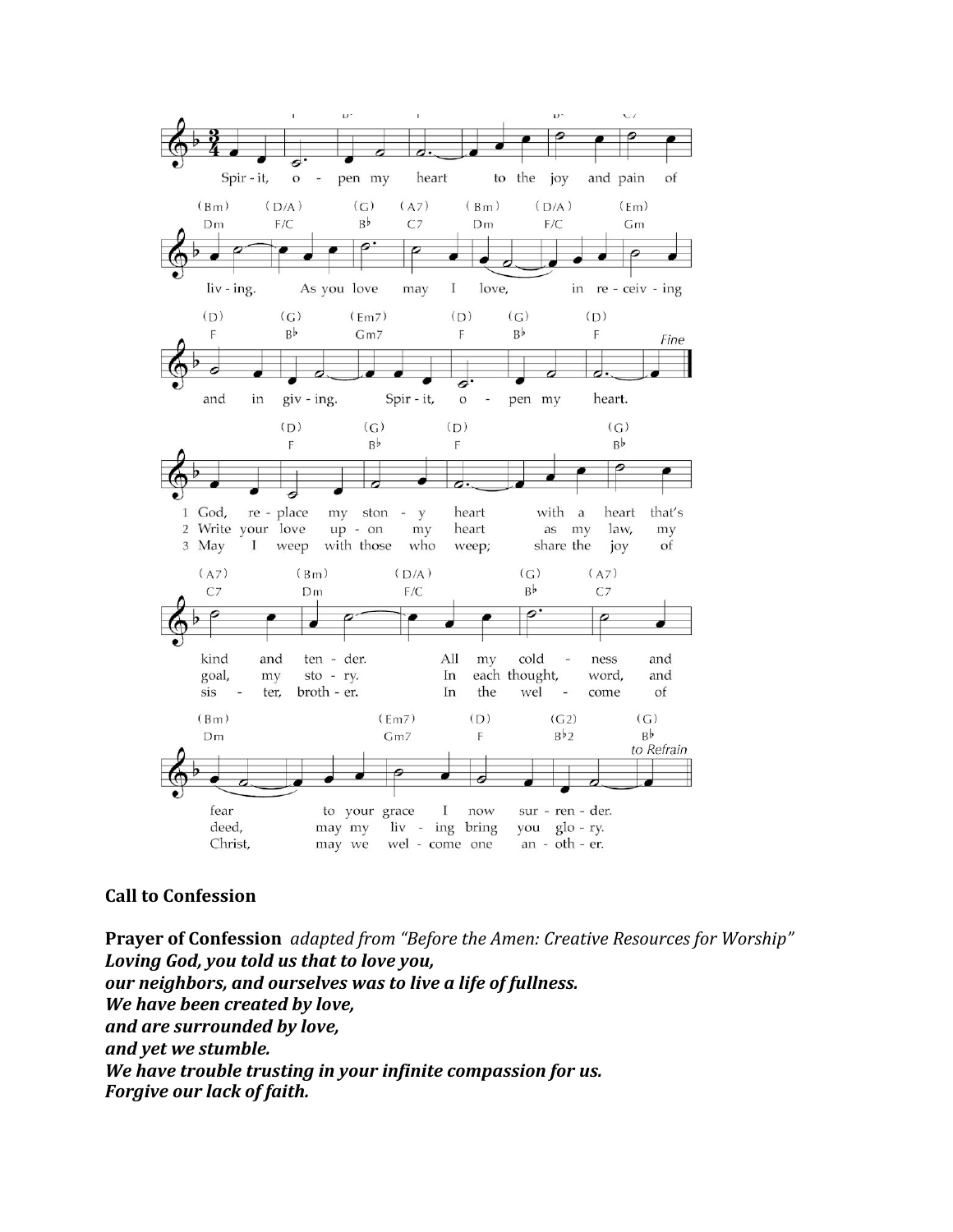Spirit, open my heart to the joy and pain of living.
As you love may I love, in receiving and in giving.
Spirit, open my heart.

1 God, replace my stony heart with a heart that's kind and tender.
All my coldness and fear to your grace I now surrender.

2 Write your love upon my heart as my law, my goal, my story.
In each thought, word, and deed, may my living bring you glory.

3 May I weep with those who weep; share the joy of sister, brother.
In the welcome of Christ, may we welcome one another.

**Call to Confession**

**Prayer of Confession** *adapted from "Before the Amen: Creative Resources for Worship"*
***Loving God, you told us that to love you,***
***our neighbors, and ourselves was to live a life of fullness.***
***We have been created by love,***
***and are surrounded by love,***
***and yet we stumble.***
***We have trouble trusting in your infinite compassion for us.***
***Forgive our lack of faith.***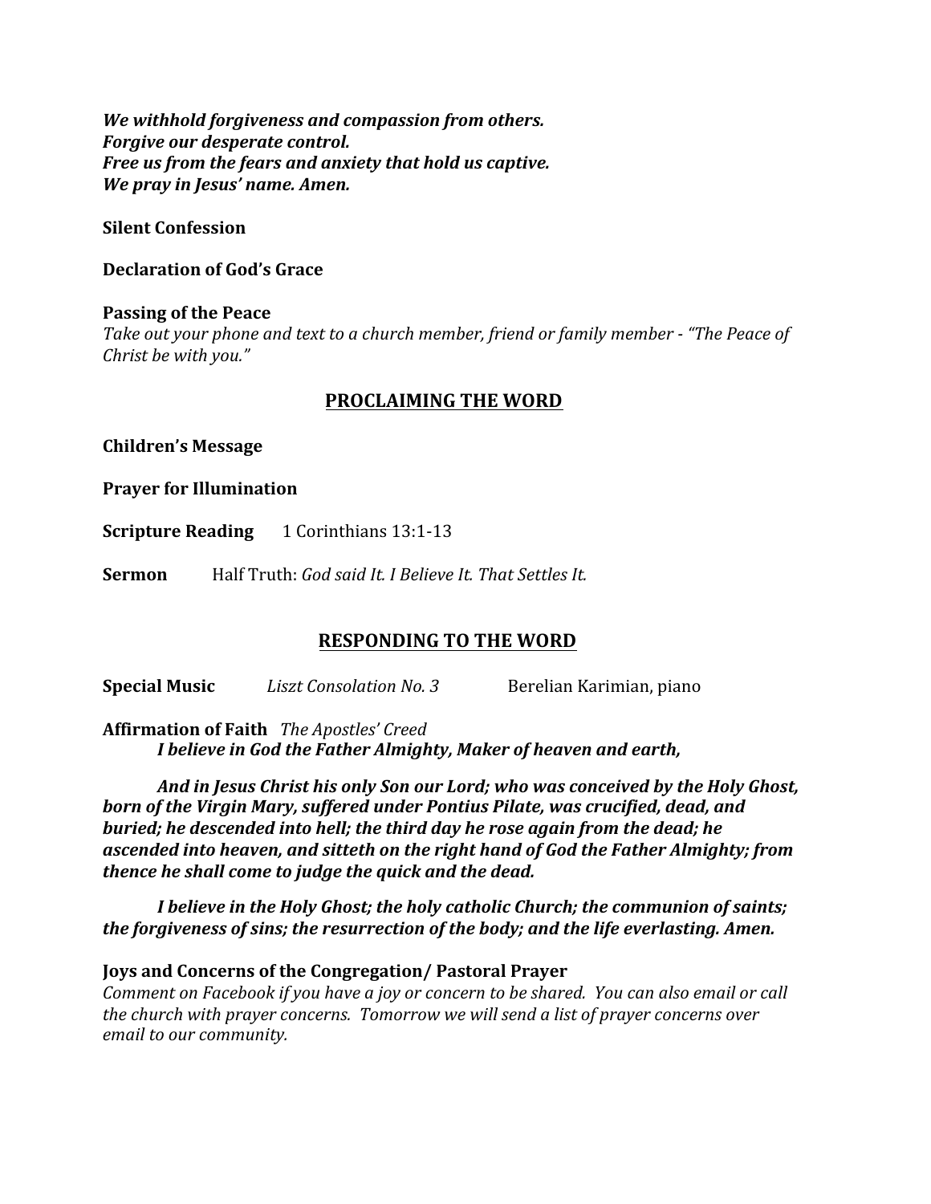***We withhold forgiveness and compassion from others.***
***Forgive our desperate control.***
***Free us from the fears and anxiety that hold us captive.***
***We pray in Jesus' name. Amen.***

**Silent Confession**

**Declaration of God's Grace**

**Passing of the Peace**
*Take out your phone and text to a church member, friend or family member - "The Peace of Christ be with you."*

## PROCLAIMING THE WORD

**Children's Message**

**Prayer for Illumination**

**Scripture Reading** 1 Corinthians 13:1-13

**Sermon** Half Truth: *God said It. I Believe It. That Settles It.*

## RESPONDING TO THE WORD

**Special Music** *Liszt Consolation No. 3* Berelian Karimian, piano

**Affirmation of Faith** *The Apostles' Creed*
***I believe in God the Father Almighty, Maker of heaven and earth,***

***And in Jesus Christ his only Son our Lord; who was conceived by the Holy Ghost, born of the Virgin Mary, suffered under Pontius Pilate, was crucified, dead, and buried; he descended into hell; the third day he rose again from the dead; he ascended into heaven, and sitteth on the right hand of God the Father Almighty; from thence he shall come to judge the quick and the dead.***

***I believe in the Holy Ghost; the holy catholic Church; the communion of saints; the forgiveness of sins; the resurrection of the body; and the life everlasting. Amen.***

**Joys and Concerns of the Congregation/ Pastoral Prayer**
*Comment on Facebook if you have a joy or concern to be shared. You can also email or call the church with prayer concerns. Tomorrow we will send a list of prayer concerns over email to our community.*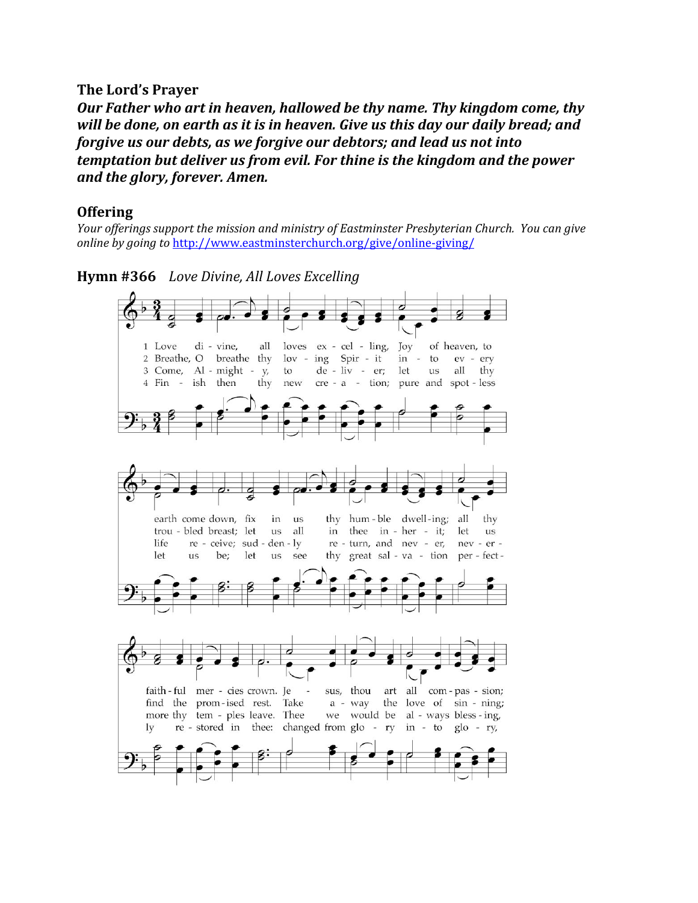**The Lord's Prayer**

***Our Father who art in heaven, hallowed be thy name. Thy kingdom come, thy will be done, on earth as it is in heaven. Give us this day our daily bread; and forgive us our debts, as we forgive our debtors; and lead us not into temptation but deliver us from evil. For thine is the kingdom and the power and the glory, forever. Amen.***

**Offering**

*Your offerings support the mission and ministry of Eastminster Presbyterian Church. You can give online by going to* http://www.eastminsterchurch.org/give/online-giving/

**Hymn #366** *Love Divine, All Loves Excelling*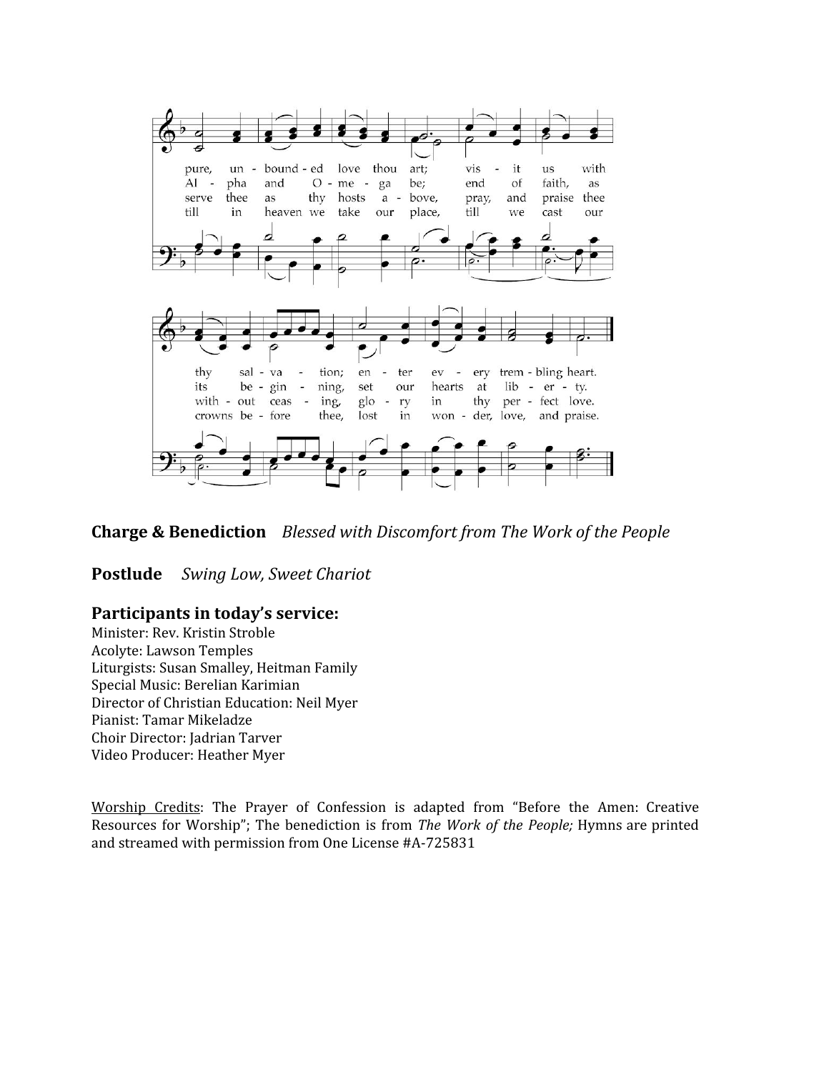pure, unbounded love thou art; visit us with
Alpha and Omega be; end of faith, as
serve thee as thy hosts above, pray, and praise thee
till in heaven we take our place, till we cast our

thy salvation; enter every trembling heart.
its beginning, set our hearts at liberty.
without ceasing, glory in thy perfect love.
crowns before thee, lost in wonder, love, and praise.

**Charge & Benediction** *Blessed with Discomfort from The Work of the People*

**Postlude** *Swing Low, Sweet Chariot*

## Participants in today's service:

Minister: Rev. Kristin Stroble
Acolyte: Lawson Temples
Liturgists: Susan Smalley, Heitman Family
Special Music: Berelian Karimian
Director of Christian Education: Neil Myer
Pianist: Tamar Mikeladze
Choir Director: Jadrian Tarver
Video Producer: Heather Myer

Worship Credits: The Prayer of Confession is adapted from "Before the Amen: Creative Resources for Worship"; The benediction is from *The Work of the People;* Hymns are printed and streamed with permission from One License #A-725831